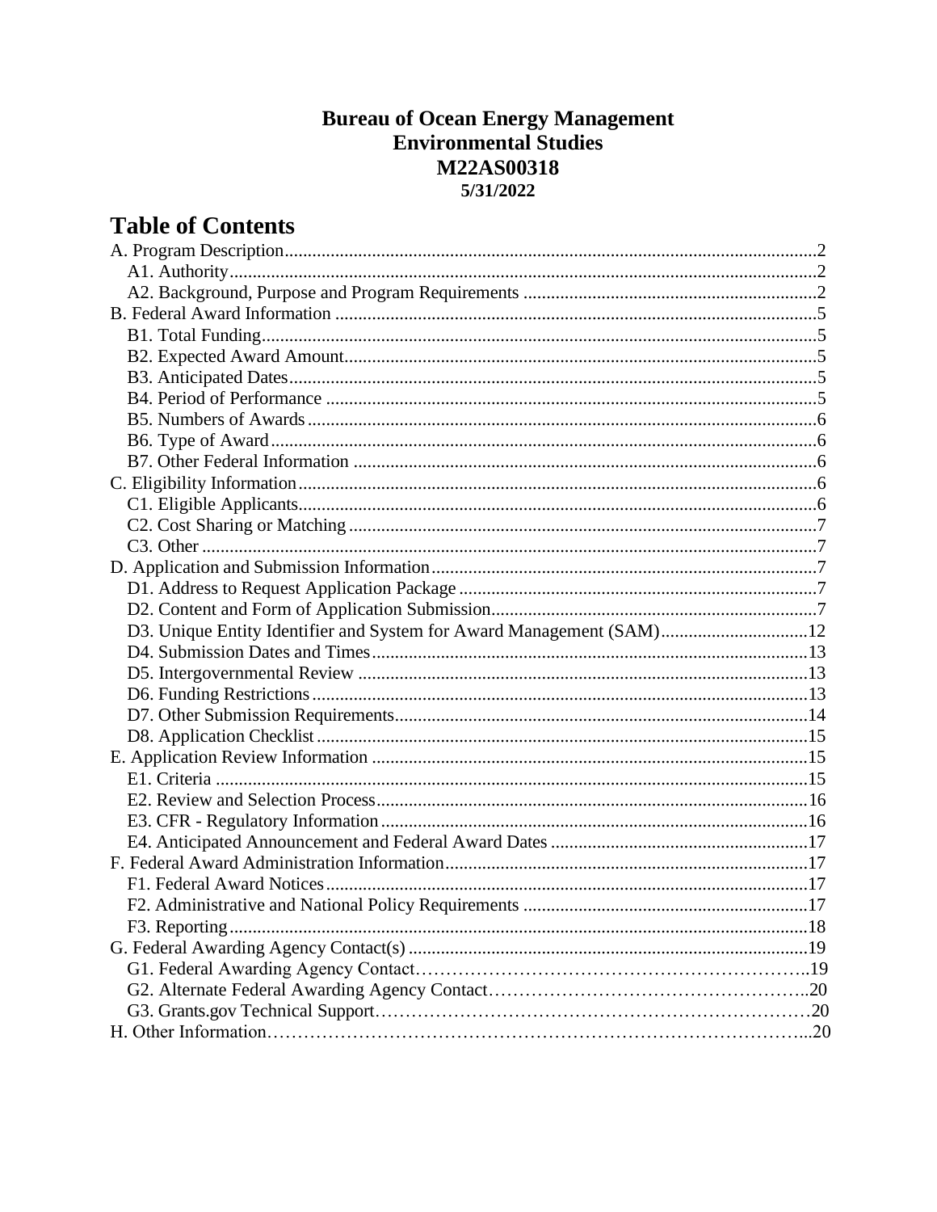**Bureau of Ocean Energy Management**
**Environmental Studies**
**M22AS00318**
**5/31/2022**

# Table of Contents

A. Program Description....2
- A1. Authority....2
- A2. Background, Purpose and Program Requirements....2

B. Federal Award Information....5
- B1. Total Funding....5
- B2. Expected Award Amount....5
- B3. Anticipated Dates....5
- B4. Period of Performance....5
- B5. Numbers of Awards....6
- B6. Type of Award....6
- B7. Other Federal Information....6

C. Eligibility Information....6
- C1. Eligible Applicants....6
- C2. Cost Sharing or Matching....7
- C3. Other....7

D. Application and Submission Information....7
- D1. Address to Request Application Package....7
- D2. Content and Form of Application Submission....7
- D3. Unique Entity Identifier and System for Award Management (SAM)....12
- D4. Submission Dates and Times....13
- D5. Intergovernmental Review....13
- D6. Funding Restrictions....13
- D7. Other Submission Requirements....14
- D8. Application Checklist....15

E. Application Review Information....15
- E1. Criteria....15
- E2. Review and Selection Process....16
- E3. CFR - Regulatory Information....16
- E4. Anticipated Announcement and Federal Award Dates....17

F. Federal Award Administration Information....17
- F1. Federal Award Notices....17
- F2. Administrative and National Policy Requirements....17
- F3. Reporting....18

G. Federal Awarding Agency Contact(s)....19
- G1. Federal Awarding Agency Contact....19
- G2. Alternate Federal Awarding Agency Contact....20
- G3. Grants.gov Technical Support....20

H. Other Information....20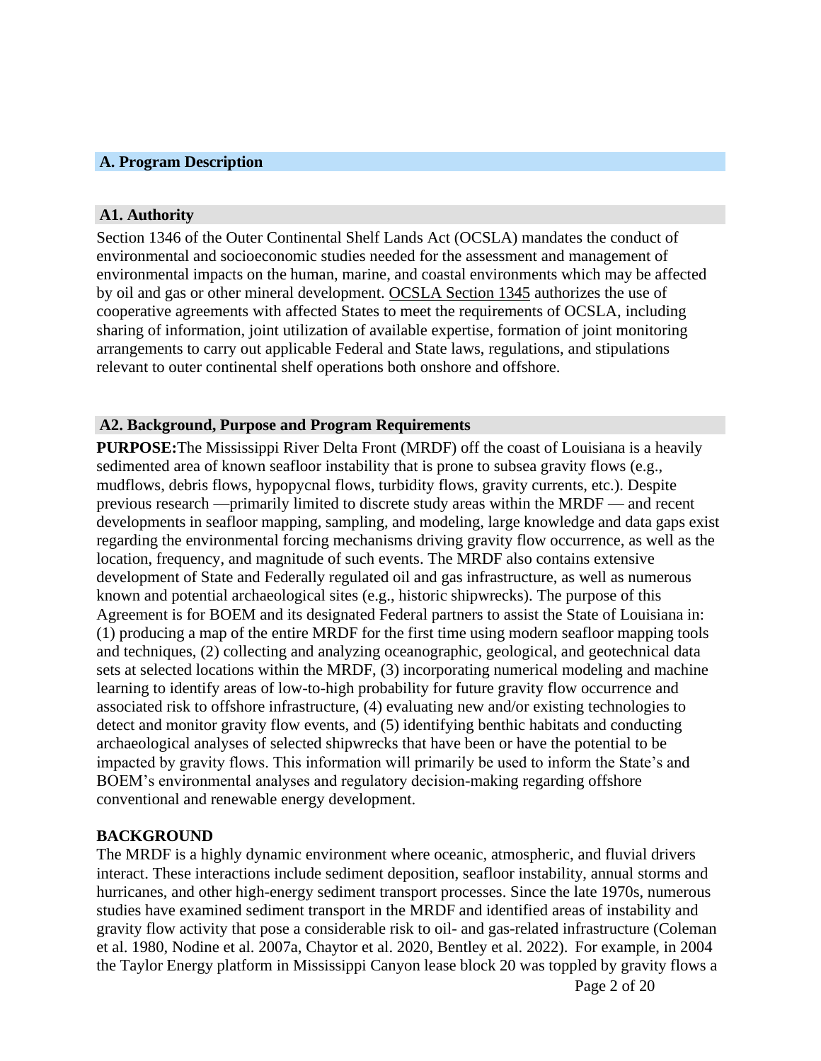## A. Program Description

### A1. Authority

Section 1346 of the Outer Continental Shelf Lands Act (OCSLA) mandates the conduct of environmental and socioeconomic studies needed for the assessment and management of environmental impacts on the human, marine, and coastal environments which may be affected by oil and gas or other mineral development. OCSLA Section 1345 authorizes the use of cooperative agreements with affected States to meet the requirements of OCSLA, including sharing of information, joint utilization of available expertise, formation of joint monitoring arrangements to carry out applicable Federal and State laws, regulations, and stipulations relevant to outer continental shelf operations both onshore and offshore.

### A2. Background, Purpose and Program Requirements

**PURPOSE:**The Mississippi River Delta Front (MRDF) off the coast of Louisiana is a heavily sedimented area of known seafloor instability that is prone to subsea gravity flows (e.g., mudflows, debris flows, hypopycnal flows, turbidity flows, gravity currents, etc.). Despite previous research —primarily limited to discrete study areas within the MRDF — and recent developments in seafloor mapping, sampling, and modeling, large knowledge and data gaps exist regarding the environmental forcing mechanisms driving gravity flow occurrence, as well as the location, frequency, and magnitude of such events. The MRDF also contains extensive development of State and Federally regulated oil and gas infrastructure, as well as numerous known and potential archaeological sites (e.g., historic shipwrecks). The purpose of this Agreement is for BOEM and its designated Federal partners to assist the State of Louisiana in: (1) producing a map of the entire MRDF for the first time using modern seafloor mapping tools and techniques, (2) collecting and analyzing oceanographic, geological, and geotechnical data sets at selected locations within the MRDF, (3) incorporating numerical modeling and machine learning to identify areas of low-to-high probability for future gravity flow occurrence and associated risk to offshore infrastructure, (4) evaluating new and/or existing technologies to detect and monitor gravity flow events, and (5) identifying benthic habitats and conducting archaeological analyses of selected shipwrecks that have been or have the potential to be impacted by gravity flows. This information will primarily be used to inform the State's and BOEM's environmental analyses and regulatory decision-making regarding offshore conventional and renewable energy development.

**BACKGROUND**

The MRDF is a highly dynamic environment where oceanic, atmospheric, and fluvial drivers interact. These interactions include sediment deposition, seafloor instability, annual storms and hurricanes, and other high-energy sediment transport processes. Since the late 1970s, numerous studies have examined sediment transport in the MRDF and identified areas of instability and gravity flow activity that pose a considerable risk to oil- and gas-related infrastructure (Coleman et al. 1980, Nodine et al. 2007a, Chaytor et al. 2020, Bentley et al. 2022). For example, in 2004 the Taylor Energy platform in Mississippi Canyon lease block 20 was toppled by gravity flows a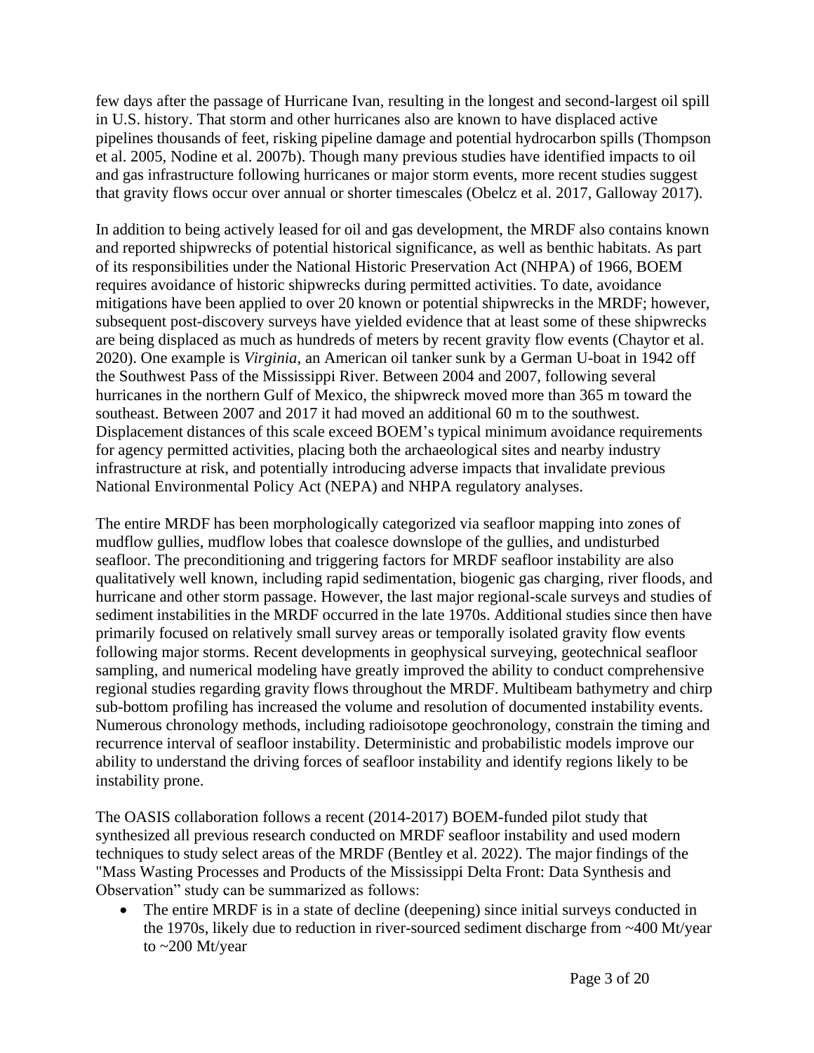few days after the passage of Hurricane Ivan, resulting in the longest and second-largest oil spill in U.S. history. That storm and other hurricanes also are known to have displaced active pipelines thousands of feet, risking pipeline damage and potential hydrocarbon spills (Thompson et al. 2005, Nodine et al. 2007b). Though many previous studies have identified impacts to oil and gas infrastructure following hurricanes or major storm events, more recent studies suggest that gravity flows occur over annual or shorter timescales (Obelcz et al. 2017, Galloway 2017).

In addition to being actively leased for oil and gas development, the MRDF also contains known and reported shipwrecks of potential historical significance, as well as benthic habitats. As part of its responsibilities under the National Historic Preservation Act (NHPA) of 1966, BOEM requires avoidance of historic shipwrecks during permitted activities. To date, avoidance mitigations have been applied to over 20 known or potential shipwrecks in the MRDF; however, subsequent post-discovery surveys have yielded evidence that at least some of these shipwrecks are being displaced as much as hundreds of meters by recent gravity flow events (Chaytor et al. 2020). One example is *Virginia*, an American oil tanker sunk by a German U-boat in 1942 off the Southwest Pass of the Mississippi River. Between 2004 and 2007, following several hurricanes in the northern Gulf of Mexico, the shipwreck moved more than 365 m toward the southeast. Between 2007 and 2017 it had moved an additional 60 m to the southwest. Displacement distances of this scale exceed BOEM's typical minimum avoidance requirements for agency permitted activities, placing both the archaeological sites and nearby industry infrastructure at risk, and potentially introducing adverse impacts that invalidate previous National Environmental Policy Act (NEPA) and NHPA regulatory analyses.

The entire MRDF has been morphologically categorized via seafloor mapping into zones of mudflow gullies, mudflow lobes that coalesce downslope of the gullies, and undisturbed seafloor. The preconditioning and triggering factors for MRDF seafloor instability are also qualitatively well known, including rapid sedimentation, biogenic gas charging, river floods, and hurricane and other storm passage. However, the last major regional-scale surveys and studies of sediment instabilities in the MRDF occurred in the late 1970s. Additional studies since then have primarily focused on relatively small survey areas or temporally isolated gravity flow events following major storms. Recent developments in geophysical surveying, geotechnical seafloor sampling, and numerical modeling have greatly improved the ability to conduct comprehensive regional studies regarding gravity flows throughout the MRDF. Multibeam bathymetry and chirp sub-bottom profiling has increased the volume and resolution of documented instability events. Numerous chronology methods, including radioisotope geochronology, constrain the timing and recurrence interval of seafloor instability. Deterministic and probabilistic models improve our ability to understand the driving forces of seafloor instability and identify regions likely to be instability prone.

The OASIS collaboration follows a recent (2014-2017) BOEM-funded pilot study that synthesized all previous research conducted on MRDF seafloor instability and used modern techniques to study select areas of the MRDF (Bentley et al. 2022). The major findings of the "Mass Wasting Processes and Products of the Mississippi Delta Front: Data Synthesis and Observation" study can be summarized as follows:

- The entire MRDF is in a state of decline (deepening) since initial surveys conducted in the 1970s, likely due to reduction in river-sourced sediment discharge from ~400 Mt/year to ~200 Mt/year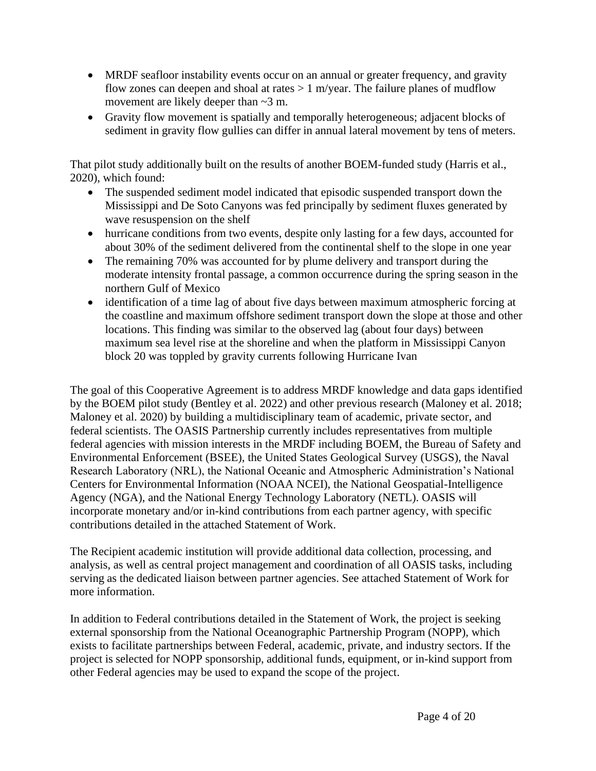- MRDF seafloor instability events occur on an annual or greater frequency, and gravity flow zones can deepen and shoal at rates > 1 m/year. The failure planes of mudflow movement are likely deeper than ~3 m.
- Gravity flow movement is spatially and temporally heterogeneous; adjacent blocks of sediment in gravity flow gullies can differ in annual lateral movement by tens of meters.

That pilot study additionally built on the results of another BOEM-funded study (Harris et al., 2020), which found:

- The suspended sediment model indicated that episodic suspended transport down the Mississippi and De Soto Canyons was fed principally by sediment fluxes generated by wave resuspension on the shelf
- hurricane conditions from two events, despite only lasting for a few days, accounted for about 30% of the sediment delivered from the continental shelf to the slope in one year
- The remaining 70% was accounted for by plume delivery and transport during the moderate intensity frontal passage, a common occurrence during the spring season in the northern Gulf of Mexico
- identification of a time lag of about five days between maximum atmospheric forcing at the coastline and maximum offshore sediment transport down the slope at those and other locations. This finding was similar to the observed lag (about four days) between maximum sea level rise at the shoreline and when the platform in Mississippi Canyon block 20 was toppled by gravity currents following Hurricane Ivan

The goal of this Cooperative Agreement is to address MRDF knowledge and data gaps identified by the BOEM pilot study (Bentley et al. 2022) and other previous research (Maloney et al. 2018; Maloney et al. 2020) by building a multidisciplinary team of academic, private sector, and federal scientists. The OASIS Partnership currently includes representatives from multiple federal agencies with mission interests in the MRDF including BOEM, the Bureau of Safety and Environmental Enforcement (BSEE), the United States Geological Survey (USGS), the Naval Research Laboratory (NRL), the National Oceanic and Atmospheric Administration's National Centers for Environmental Information (NOAA NCEI), the National Geospatial-Intelligence Agency (NGA), and the National Energy Technology Laboratory (NETL). OASIS will incorporate monetary and/or in-kind contributions from each partner agency, with specific contributions detailed in the attached Statement of Work.

The Recipient academic institution will provide additional data collection, processing, and analysis, as well as central project management and coordination of all OASIS tasks, including serving as the dedicated liaison between partner agencies. See attached Statement of Work for more information.

In addition to Federal contributions detailed in the Statement of Work, the project is seeking external sponsorship from the National Oceanographic Partnership Program (NOPP), which exists to facilitate partnerships between Federal, academic, private, and industry sectors. If the project is selected for NOPP sponsorship, additional funds, equipment, or in-kind support from other Federal agencies may be used to expand the scope of the project.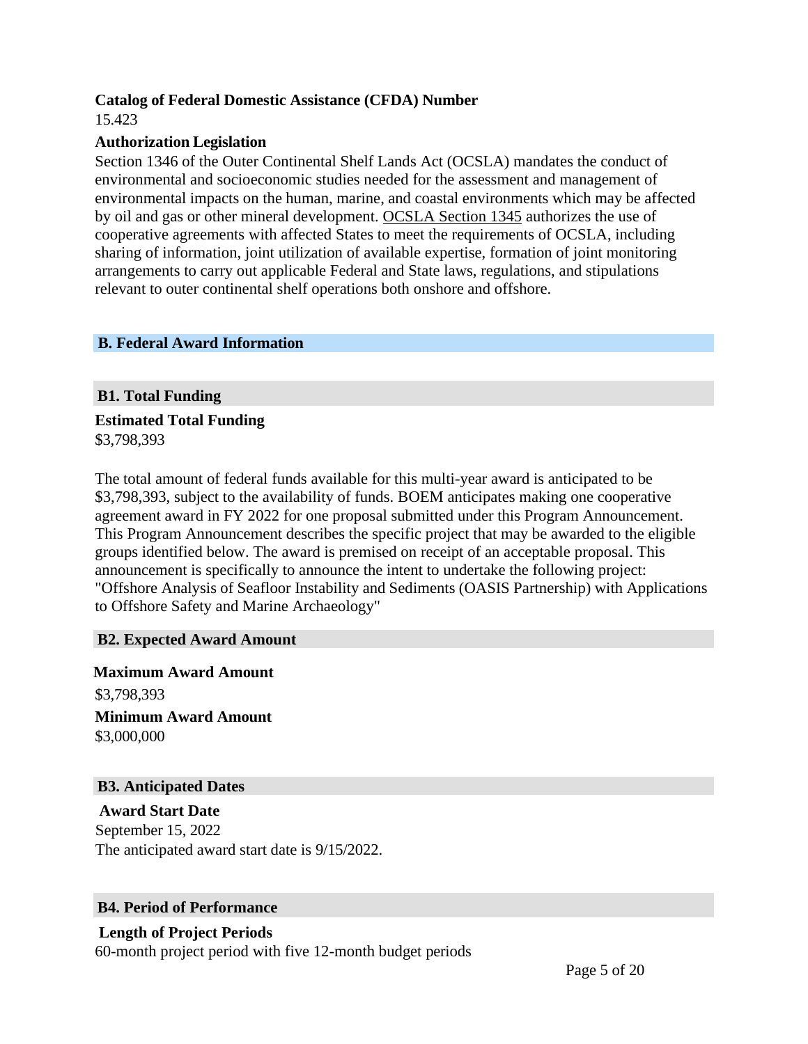**Catalog of Federal Domestic Assistance (CFDA) Number**

15.423

**Authorization Legislation**

Section 1346 of the Outer Continental Shelf Lands Act (OCSLA) mandates the conduct of environmental and socioeconomic studies needed for the assessment and management of environmental impacts on the human, marine, and coastal environments which may be affected by oil and gas or other mineral development. OCSLA Section 1345 authorizes the use of cooperative agreements with affected States to meet the requirements of OCSLA, including sharing of information, joint utilization of available expertise, formation of joint monitoring arrangements to carry out applicable Federal and State laws, regulations, and stipulations relevant to outer continental shelf operations both onshore and offshore.

## B. Federal Award Information

### B1. Total Funding

**Estimated Total Funding**

$3,798,393

The total amount of federal funds available for this multi-year award is anticipated to be $3,798,393, subject to the availability of funds. BOEM anticipates making one cooperative agreement award in FY 2022 for one proposal submitted under this Program Announcement. This Program Announcement describes the specific project that may be awarded to the eligible groups identified below. The award is premised on receipt of an acceptable proposal. This announcement is specifically to announce the intent to undertake the following project: "Offshore Analysis of Seafloor Instability and Sediments (OASIS Partnership) with Applications to Offshore Safety and Marine Archaeology"

### B2. Expected Award Amount

**Maximum Award Amount**

$3,798,393

**Minimum Award Amount**

$3,000,000

### B3. Anticipated Dates

**Award Start Date**

September 15, 2022

The anticipated award start date is 9/15/2022.

### B4. Period of Performance

**Length of Project Periods**

60-month project period with five 12-month budget periods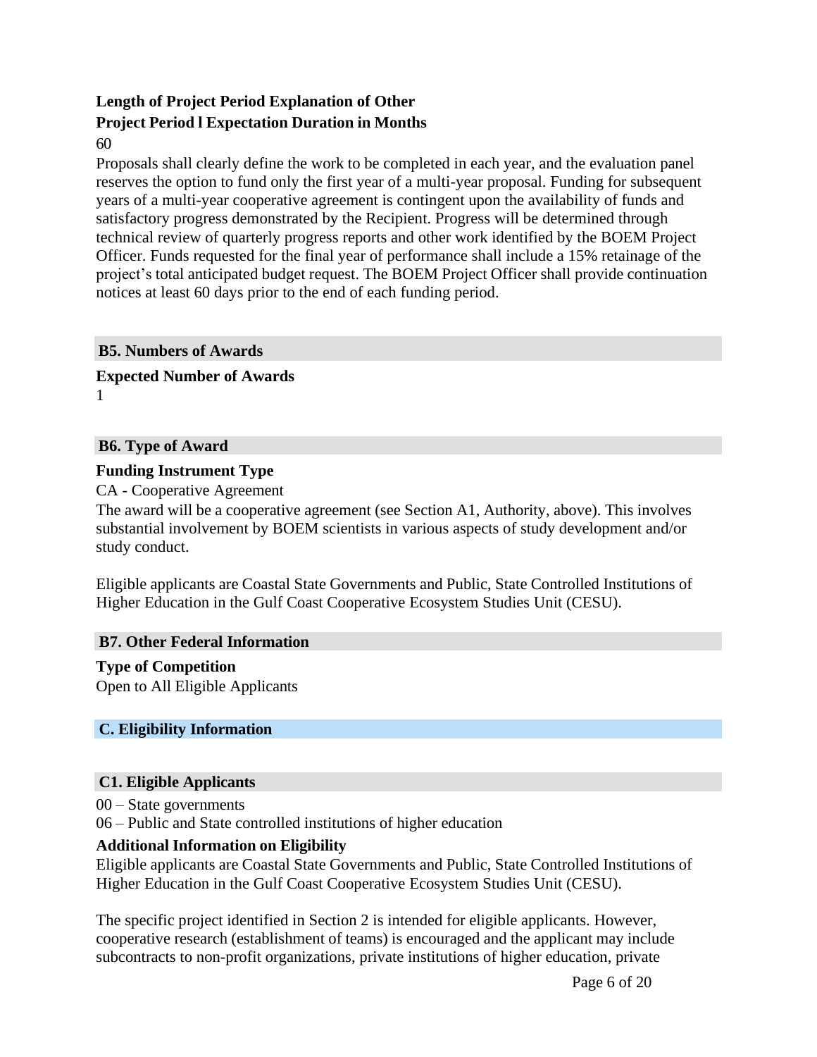**Length of Project Period Explanation of Other Project Period l Expectation Duration in Months**

60

Proposals shall clearly define the work to be completed in each year, and the evaluation panel reserves the option to fund only the first year of a multi-year proposal. Funding for subsequent years of a multi-year cooperative agreement is contingent upon the availability of funds and satisfactory progress demonstrated by the Recipient. Progress will be determined through technical review of quarterly progress reports and other work identified by the BOEM Project Officer. Funds requested for the final year of performance shall include a 15% retainage of the project's total anticipated budget request. The BOEM Project Officer shall provide continuation notices at least 60 days prior to the end of each funding period.

### B5. Numbers of Awards

**Expected Number of Awards**

1

### B6. Type of Award

**Funding Instrument Type**

CA - Cooperative Agreement

The award will be a cooperative agreement (see Section A1, Authority, above). This involves substantial involvement by BOEM scientists in various aspects of study development and/or study conduct.

Eligible applicants are Coastal State Governments and Public, State Controlled Institutions of Higher Education in the Gulf Coast Cooperative Ecosystem Studies Unit (CESU).

### B7. Other Federal Information

**Type of Competition**

Open to All Eligible Applicants

## C. Eligibility Information

### C1. Eligible Applicants

00 – State governments

06 – Public and State controlled institutions of higher education

**Additional Information on Eligibility**

Eligible applicants are Coastal State Governments and Public, State Controlled Institutions of Higher Education in the Gulf Coast Cooperative Ecosystem Studies Unit (CESU).

The specific project identified in Section 2 is intended for eligible applicants. However, cooperative research (establishment of teams) is encouraged and the applicant may include subcontracts to non-profit organizations, private institutions of higher education, private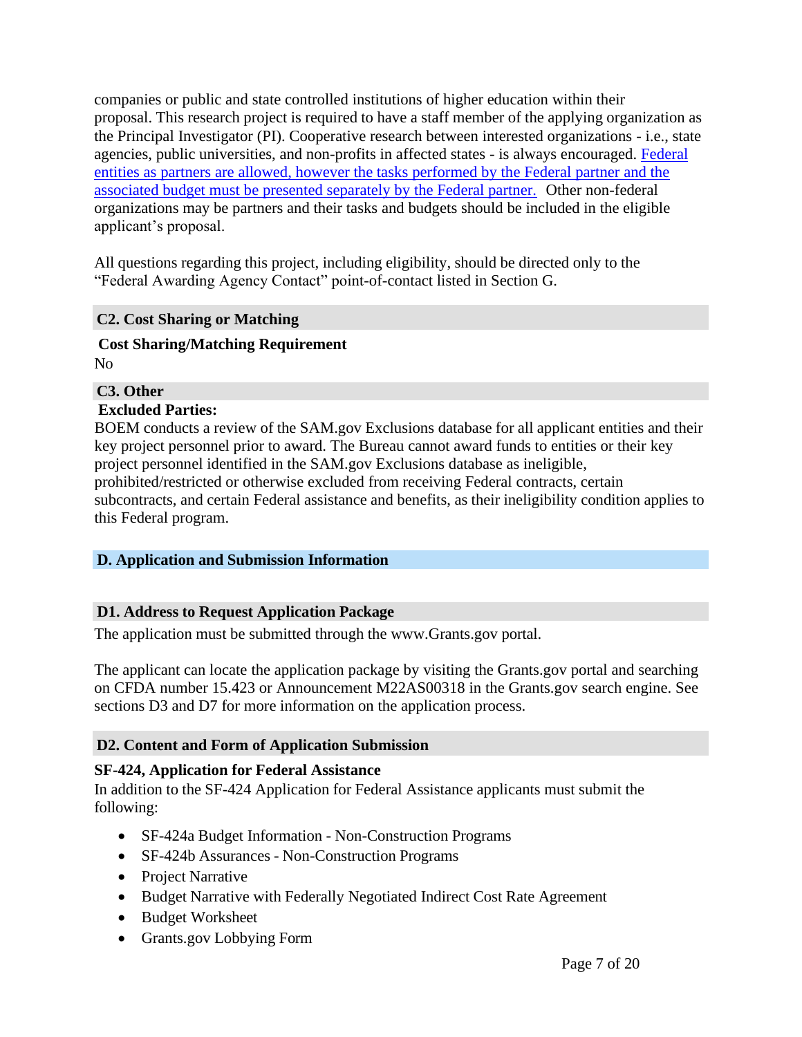companies or public and state controlled institutions of higher education within their proposal. This research project is required to have a staff member of the applying organization as the Principal Investigator (PI). Cooperative research between interested organizations - i.e., state agencies, public universities, and non-profits in affected states - is always encouraged. Federal entities as partners are allowed, however the tasks performed by the Federal partner and the associated budget must be presented separately by the Federal partner. Other non-federal organizations may be partners and their tasks and budgets should be included in the eligible applicant's proposal.

All questions regarding this project, including eligibility, should be directed only to the "Federal Awarding Agency Contact" point-of-contact listed in Section G.

### C2. Cost Sharing or Matching

**Cost Sharing/Matching Requirement**

No

### C3. Other

**Excluded Parties:**

BOEM conducts a review of the SAM.gov Exclusions database for all applicant entities and their key project personnel prior to award. The Bureau cannot award funds to entities or their key project personnel identified in the SAM.gov Exclusions database as ineligible, prohibited/restricted or otherwise excluded from receiving Federal contracts, certain subcontracts, and certain Federal assistance and benefits, as their ineligibility condition applies to this Federal program.

## D. Application and Submission Information

### D1. Address to Request Application Package

The application must be submitted through the www.Grants.gov portal.

The applicant can locate the application package by visiting the Grants.gov portal and searching on CFDA number 15.423 or Announcement M22AS00318 in the Grants.gov search engine. See sections D3 and D7 for more information on the application process.

### D2. Content and Form of Application Submission

**SF-424, Application for Federal Assistance**

In addition to the SF-424 Application for Federal Assistance applicants must submit the following:

- SF-424a Budget Information - Non-Construction Programs
- SF-424b Assurances - Non-Construction Programs
- Project Narrative
- Budget Narrative with Federally Negotiated Indirect Cost Rate Agreement
- Budget Worksheet
- Grants.gov Lobbying Form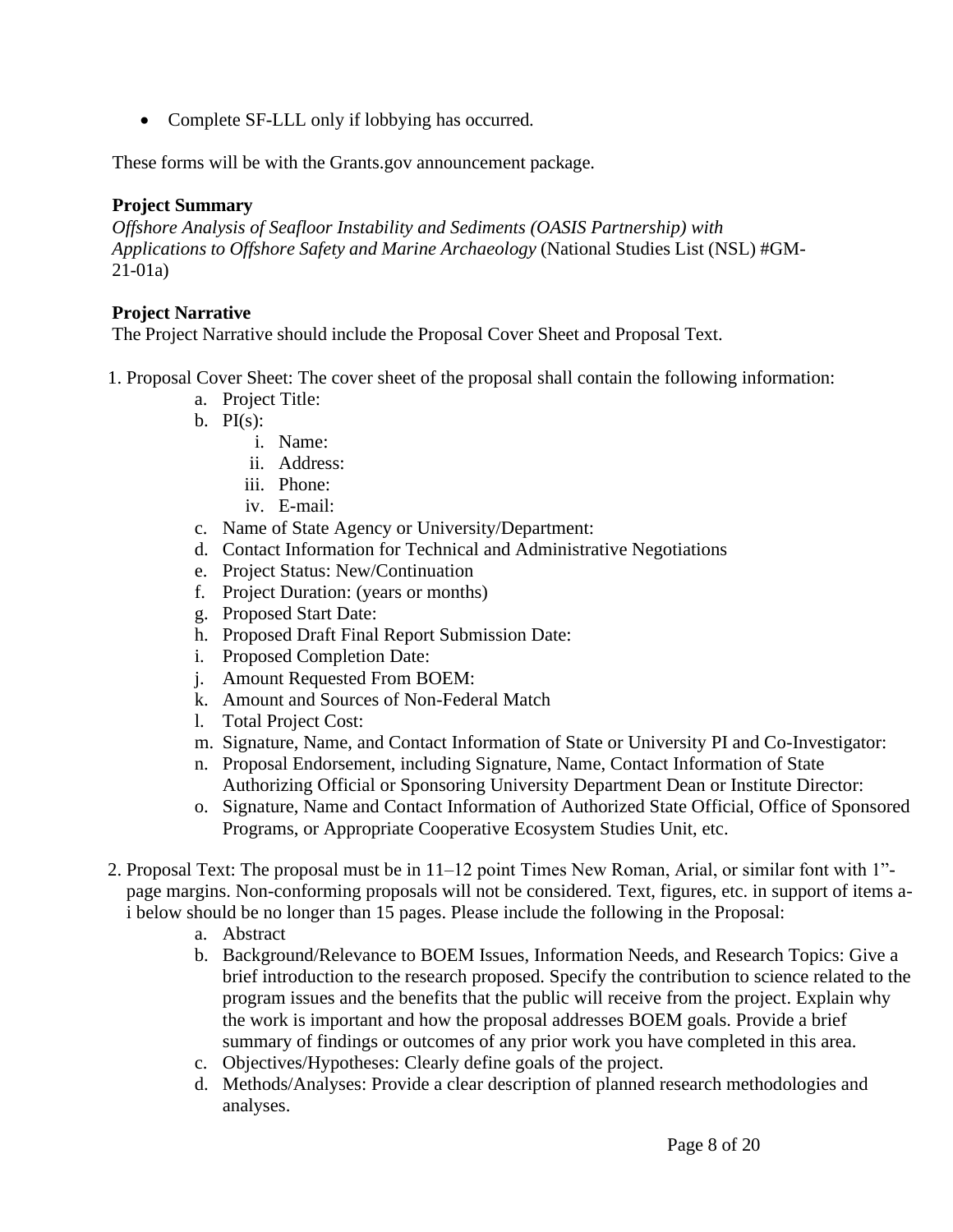- Complete SF-LLL only if lobbying has occurred.

These forms will be with the Grants.gov announcement package.

**Project Summary**

*Offshore Analysis of Seafloor Instability and Sediments (OASIS Partnership) with Applications to Offshore Safety and Marine Archaeology* (National Studies List (NSL) #GM-21-01a)

**Project Narrative**

The Project Narrative should include the Proposal Cover Sheet and Proposal Text.

1. Proposal Cover Sheet: The cover sheet of the proposal shall contain the following information:
    a. Project Title:
    b. PI(s):
        i. Name:
        ii. Address:
        iii. Phone:
        iv. E-mail:
    c. Name of State Agency or University/Department:
    d. Contact Information for Technical and Administrative Negotiations
    e. Project Status: New/Continuation
    f. Project Duration: (years or months)
    g. Proposed Start Date:
    h. Proposed Draft Final Report Submission Date:
    i. Proposed Completion Date:
    j. Amount Requested From BOEM:
    k. Amount and Sources of Non-Federal Match
    l. Total Project Cost:
    m. Signature, Name, and Contact Information of State or University PI and Co-Investigator:
    n. Proposal Endorsement, including Signature, Name, Contact Information of State Authorizing Official or Sponsoring University Department Dean or Institute Director:
    o. Signature, Name and Contact Information of Authorized State Official, Office of Sponsored Programs, or Appropriate Cooperative Ecosystem Studies Unit, etc.

2. Proposal Text: The proposal must be in 11–12 point Times New Roman, Arial, or similar font with 1"-page margins. Non-conforming proposals will not be considered. Text, figures, etc. in support of items a-i below should be no longer than 15 pages. Please include the following in the Proposal:
    a. Abstract
    b. Background/Relevance to BOEM Issues, Information Needs, and Research Topics: Give a brief introduction to the research proposed. Specify the contribution to science related to the program issues and the benefits that the public will receive from the project. Explain why the work is important and how the proposal addresses BOEM goals. Provide a brief summary of findings or outcomes of any prior work you have completed in this area.
    c. Objectives/Hypotheses: Clearly define goals of the project.
    d. Methods/Analyses: Provide a clear description of planned research methodologies and analyses.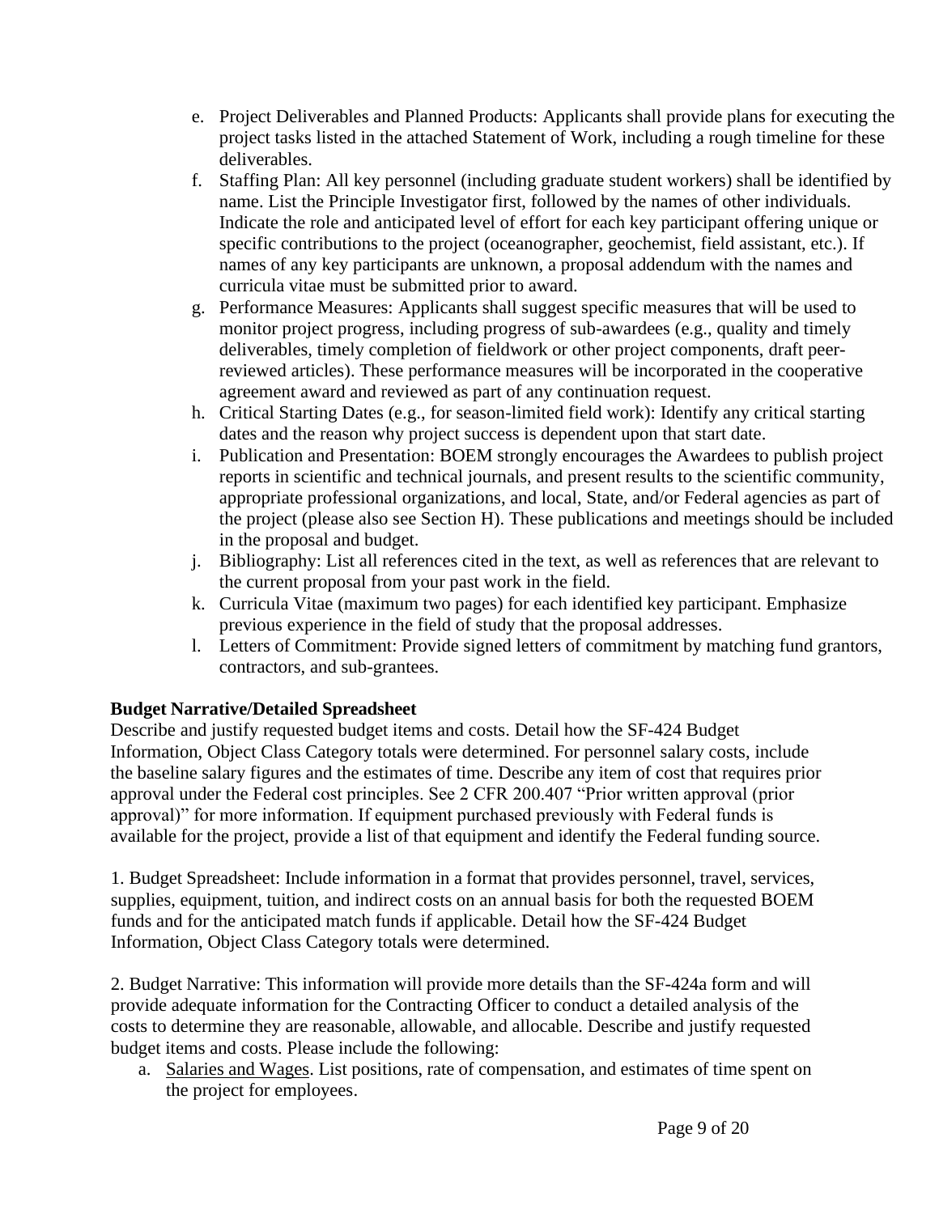e. Project Deliverables and Planned Products: Applicants shall provide plans for executing the project tasks listed in the attached Statement of Work, including a rough timeline for these deliverables.
f. Staffing Plan: All key personnel (including graduate student workers) shall be identified by name. List the Principle Investigator first, followed by the names of other individuals. Indicate the role and anticipated level of effort for each key participant offering unique or specific contributions to the project (oceanographer, geochemist, field assistant, etc.). If names of any key participants are unknown, a proposal addendum with the names and curricula vitae must be submitted prior to award.
g. Performance Measures: Applicants shall suggest specific measures that will be used to monitor project progress, including progress of sub-awardees (e.g., quality and timely deliverables, timely completion of fieldwork or other project components, draft peer-reviewed articles). These performance measures will be incorporated in the cooperative agreement award and reviewed as part of any continuation request.
h. Critical Starting Dates (e.g., for season-limited field work): Identify any critical starting dates and the reason why project success is dependent upon that start date.
i. Publication and Presentation: BOEM strongly encourages the Awardees to publish project reports in scientific and technical journals, and present results to the scientific community, appropriate professional organizations, and local, State, and/or Federal agencies as part of the project (please also see Section H). These publications and meetings should be included in the proposal and budget.
j. Bibliography: List all references cited in the text, as well as references that are relevant to the current proposal from your past work in the field.
k. Curricula Vitae (maximum two pages) for each identified key participant. Emphasize previous experience in the field of study that the proposal addresses.
l. Letters of Commitment: Provide signed letters of commitment by matching fund grantors, contractors, and sub-grantees.

**Budget Narrative/Detailed Spreadsheet**

Describe and justify requested budget items and costs. Detail how the SF-424 Budget Information, Object Class Category totals were determined. For personnel salary costs, include the baseline salary figures and the estimates of time. Describe any item of cost that requires prior approval under the Federal cost principles. See 2 CFR 200.407 "Prior written approval (prior approval)" for more information. If equipment purchased previously with Federal funds is available for the project, provide a list of that equipment and identify the Federal funding source.

1. Budget Spreadsheet: Include information in a format that provides personnel, travel, services, supplies, equipment, tuition, and indirect costs on an annual basis for both the requested BOEM funds and for the anticipated match funds if applicable. Detail how the SF-424 Budget Information, Object Class Category totals were determined.

2. Budget Narrative: This information will provide more details than the SF-424a form and will provide adequate information for the Contracting Officer to conduct a detailed analysis of the costs to determine they are reasonable, allowable, and allocable. Describe and justify requested budget items and costs. Please include the following:

a. Salaries and Wages. List positions, rate of compensation, and estimates of time spent on the project for employees.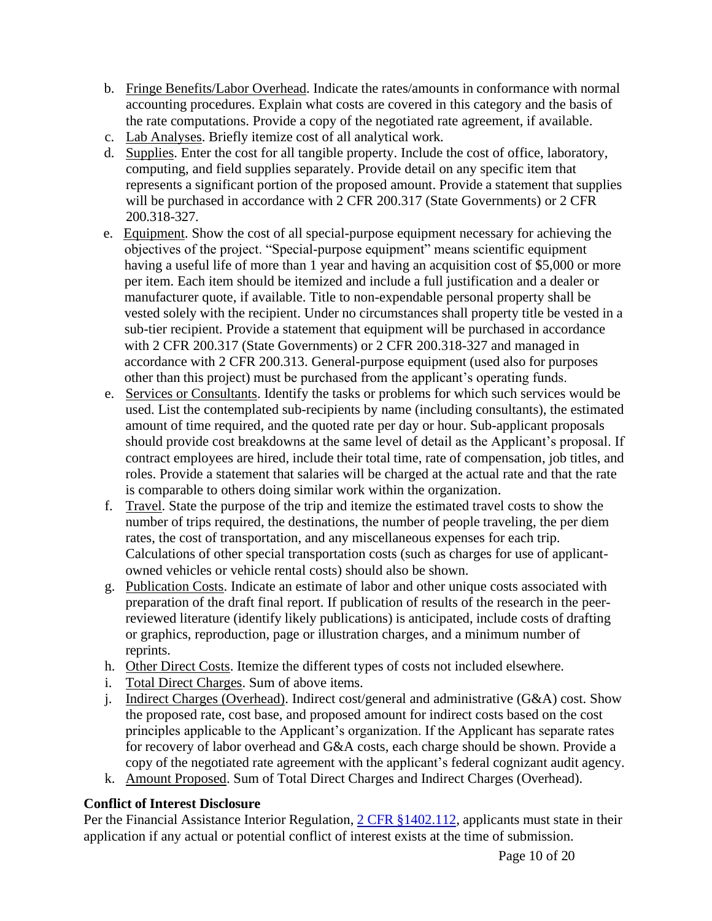b. Fringe Benefits/Labor Overhead. Indicate the rates/amounts in conformance with normal accounting procedures. Explain what costs are covered in this category and the basis of the rate computations. Provide a copy of the negotiated rate agreement, if available.

c. Lab Analyses. Briefly itemize cost of all analytical work.

d. Supplies. Enter the cost for all tangible property. Include the cost of office, laboratory, computing, and field supplies separately. Provide detail on any specific item that represents a significant portion of the proposed amount. Provide a statement that supplies will be purchased in accordance with 2 CFR 200.317 (State Governments) or 2 CFR 200.318-327.

e. Equipment. Show the cost of all special-purpose equipment necessary for achieving the objectives of the project. "Special-purpose equipment" means scientific equipment having a useful life of more than 1 year and having an acquisition cost of $5,000 or more per item. Each item should be itemized and include a full justification and a dealer or manufacturer quote, if available. Title to non-expendable personal property shall be vested solely with the recipient. Under no circumstances shall property title be vested in a sub-tier recipient. Provide a statement that equipment will be purchased in accordance with 2 CFR 200.317 (State Governments) or 2 CFR 200.318-327 and managed in accordance with 2 CFR 200.313. General-purpose equipment (used also for purposes other than this project) must be purchased from the applicant's operating funds.

e. Services or Consultants. Identify the tasks or problems for which such services would be used. List the contemplated sub-recipients by name (including consultants), the estimated amount of time required, and the quoted rate per day or hour. Sub-applicant proposals should provide cost breakdowns at the same level of detail as the Applicant's proposal. If contract employees are hired, include their total time, rate of compensation, job titles, and roles. Provide a statement that salaries will be charged at the actual rate and that the rate is comparable to others doing similar work within the organization.

f. Travel. State the purpose of the trip and itemize the estimated travel costs to show the number of trips required, the destinations, the number of people traveling, the per diem rates, the cost of transportation, and any miscellaneous expenses for each trip. Calculations of other special transportation costs (such as charges for use of applicant-owned vehicles or vehicle rental costs) should also be shown.

g. Publication Costs. Indicate an estimate of labor and other unique costs associated with preparation of the draft final report. If publication of results of the research in the peer-reviewed literature (identify likely publications) is anticipated, include costs of drafting or graphics, reproduction, page or illustration charges, and a minimum number of reprints.

h. Other Direct Costs. Itemize the different types of costs not included elsewhere.

i. Total Direct Charges. Sum of above items.

j. Indirect Charges (Overhead). Indirect cost/general and administrative (G&A) cost. Show the proposed rate, cost base, and proposed amount for indirect costs based on the cost principles applicable to the Applicant's organization. If the Applicant has separate rates for recovery of labor overhead and G&A costs, each charge should be shown. Provide a copy of the negotiated rate agreement with the applicant's federal cognizant audit agency.

k. Amount Proposed. Sum of Total Direct Charges and Indirect Charges (Overhead).

**Conflict of Interest Disclosure**

Per the Financial Assistance Interior Regulation, [2 CFR §1402.112](), applicants must state in their application if any actual or potential conflict of interest exists at the time of submission.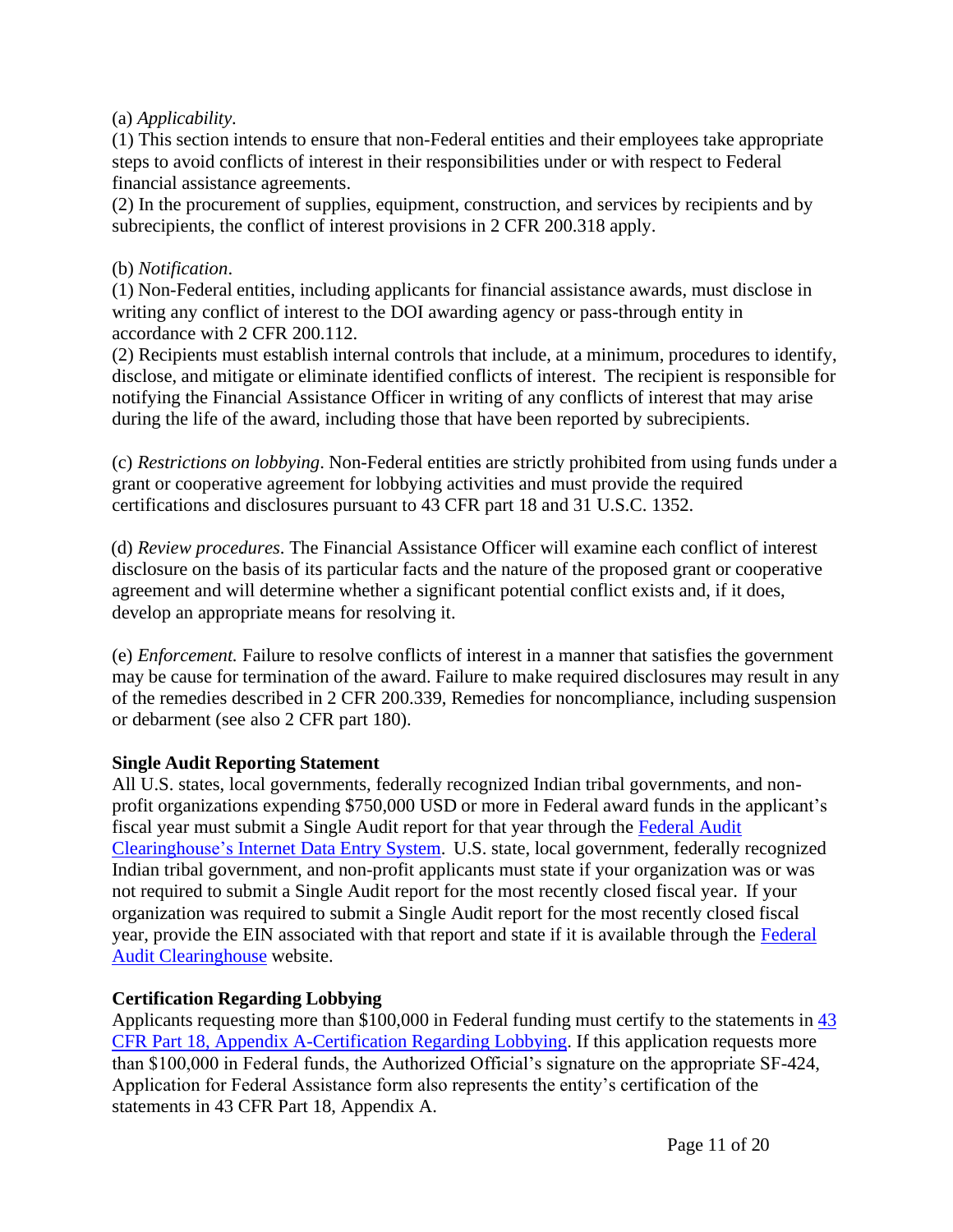(a) *Applicability*.
(1) This section intends to ensure that non-Federal entities and their employees take appropriate steps to avoid conflicts of interest in their responsibilities under or with respect to Federal financial assistance agreements.
(2) In the procurement of supplies, equipment, construction, and services by recipients and by subrecipients, the conflict of interest provisions in 2 CFR 200.318 apply.

(b) *Notification*.
(1) Non-Federal entities, including applicants for financial assistance awards, must disclose in writing any conflict of interest to the DOI awarding agency or pass-through entity in accordance with 2 CFR 200.112.
(2) Recipients must establish internal controls that include, at a minimum, procedures to identify, disclose, and mitigate or eliminate identified conflicts of interest. The recipient is responsible for notifying the Financial Assistance Officer in writing of any conflicts of interest that may arise during the life of the award, including those that have been reported by subrecipients.

(c) *Restrictions on lobbying*. Non-Federal entities are strictly prohibited from using funds under a grant or cooperative agreement for lobbying activities and must provide the required certifications and disclosures pursuant to 43 CFR part 18 and 31 U.S.C. 1352.

(d) *Review procedures*. The Financial Assistance Officer will examine each conflict of interest disclosure on the basis of its particular facts and the nature of the proposed grant or cooperative agreement and will determine whether a significant potential conflict exists and, if it does, develop an appropriate means for resolving it.

(e) *Enforcement.* Failure to resolve conflicts of interest in a manner that satisfies the government may be cause for termination of the award. Failure to make required disclosures may result in any of the remedies described in 2 CFR 200.339, Remedies for noncompliance, including suspension or debarment (see also 2 CFR part 180).

**Single Audit Reporting Statement**
All U.S. states, local governments, federally recognized Indian tribal governments, and non-profit organizations expending $750,000 USD or more in Federal award funds in the applicant's fiscal year must submit a Single Audit report for that year through the Federal Audit Clearinghouse's Internet Data Entry System. U.S. state, local government, federally recognized Indian tribal government, and non-profit applicants must state if your organization was or was not required to submit a Single Audit report for the most recently closed fiscal year. If your organization was required to submit a Single Audit report for the most recently closed fiscal year, provide the EIN associated with that report and state if it is available through the Federal Audit Clearinghouse website.

**Certification Regarding Lobbying**
Applicants requesting more than $100,000 in Federal funding must certify to the statements in 43 CFR Part 18, Appendix A-Certification Regarding Lobbying. If this application requests more than $100,000 in Federal funds, the Authorized Official's signature on the appropriate SF-424, Application for Federal Assistance form also represents the entity's certification of the statements in 43 CFR Part 18, Appendix A.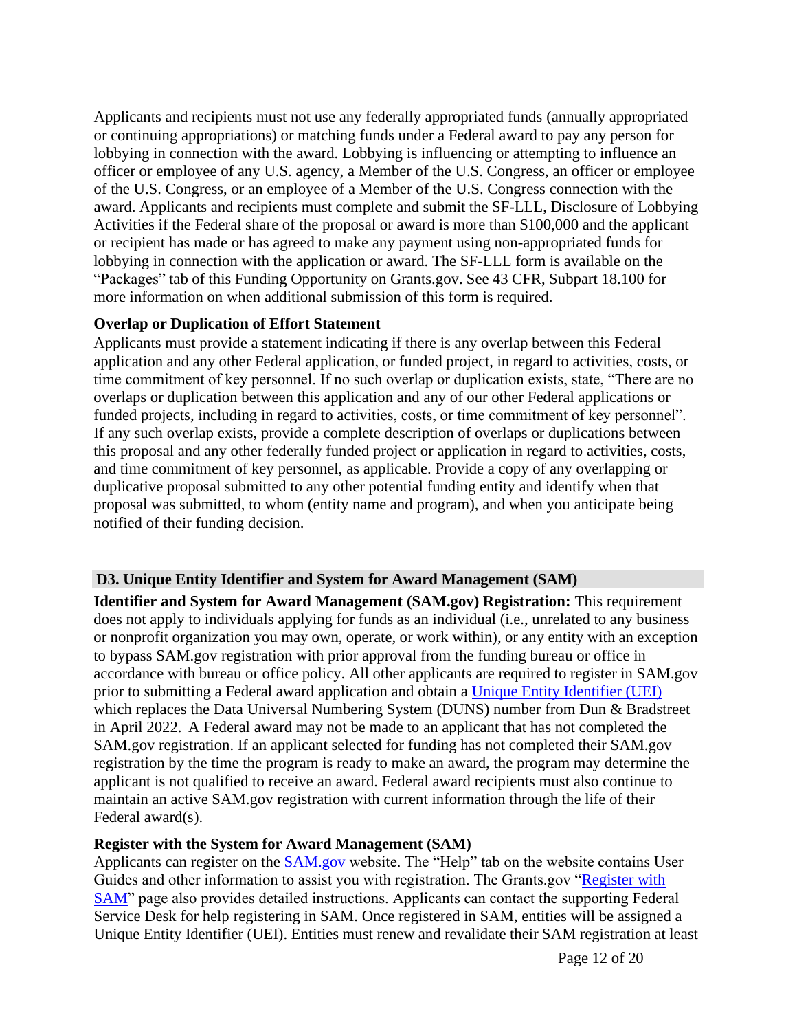Applicants and recipients must not use any federally appropriated funds (annually appropriated or continuing appropriations) or matching funds under a Federal award to pay any person for lobbying in connection with the award. Lobbying is influencing or attempting to influence an officer or employee of any U.S. agency, a Member of the U.S. Congress, an officer or employee of the U.S. Congress, or an employee of a Member of the U.S. Congress connection with the award. Applicants and recipients must complete and submit the SF-LLL, Disclosure of Lobbying Activities if the Federal share of the proposal or award is more than $100,000 and the applicant or recipient has made or has agreed to make any payment using non-appropriated funds for lobbying in connection with the application or award. The SF-LLL form is available on the "Packages" tab of this Funding Opportunity on Grants.gov. See 43 CFR, Subpart 18.100 for more information on when additional submission of this form is required.

**Overlap or Duplication of Effort Statement**

Applicants must provide a statement indicating if there is any overlap between this Federal application and any other Federal application, or funded project, in regard to activities, costs, or time commitment of key personnel. If no such overlap or duplication exists, state, "There are no overlaps or duplication between this application and any of our other Federal applications or funded projects, including in regard to activities, costs, or time commitment of key personnel". If any such overlap exists, provide a complete description of overlaps or duplications between this proposal and any other federally funded project or application in regard to activities, costs, and time commitment of key personnel, as applicable. Provide a copy of any overlapping or duplicative proposal submitted to any other potential funding entity and identify when that proposal was submitted, to whom (entity name and program), and when you anticipate being notified of their funding decision.

## D3. Unique Entity Identifier and System for Award Management (SAM)

**Identifier and System for Award Management (SAM.gov) Registration:** This requirement does not apply to individuals applying for funds as an individual (i.e., unrelated to any business or nonprofit organization you may own, operate, or work within), or any entity with an exception to bypass SAM.gov registration with prior approval from the funding bureau or office in accordance with bureau or office policy. All other applicants are required to register in SAM.gov prior to submitting a Federal award application and obtain a Unique Entity Identifier (UEI) which replaces the Data Universal Numbering System (DUNS) number from Dun & Bradstreet in April 2022. A Federal award may not be made to an applicant that has not completed the SAM.gov registration. If an applicant selected for funding has not completed their SAM.gov registration by the time the program is ready to make an award, the program may determine the applicant is not qualified to receive an award. Federal award recipients must also continue to maintain an active SAM.gov registration with current information through the life of their Federal award(s).

**Register with the System for Award Management (SAM)**

Applicants can register on the SAM.gov website. The "Help" tab on the website contains User Guides and other information to assist you with registration. The Grants.gov "Register with SAM" page also provides detailed instructions. Applicants can contact the supporting Federal Service Desk for help registering in SAM. Once registered in SAM, entities will be assigned a Unique Entity Identifier (UEI). Entities must renew and revalidate their SAM registration at least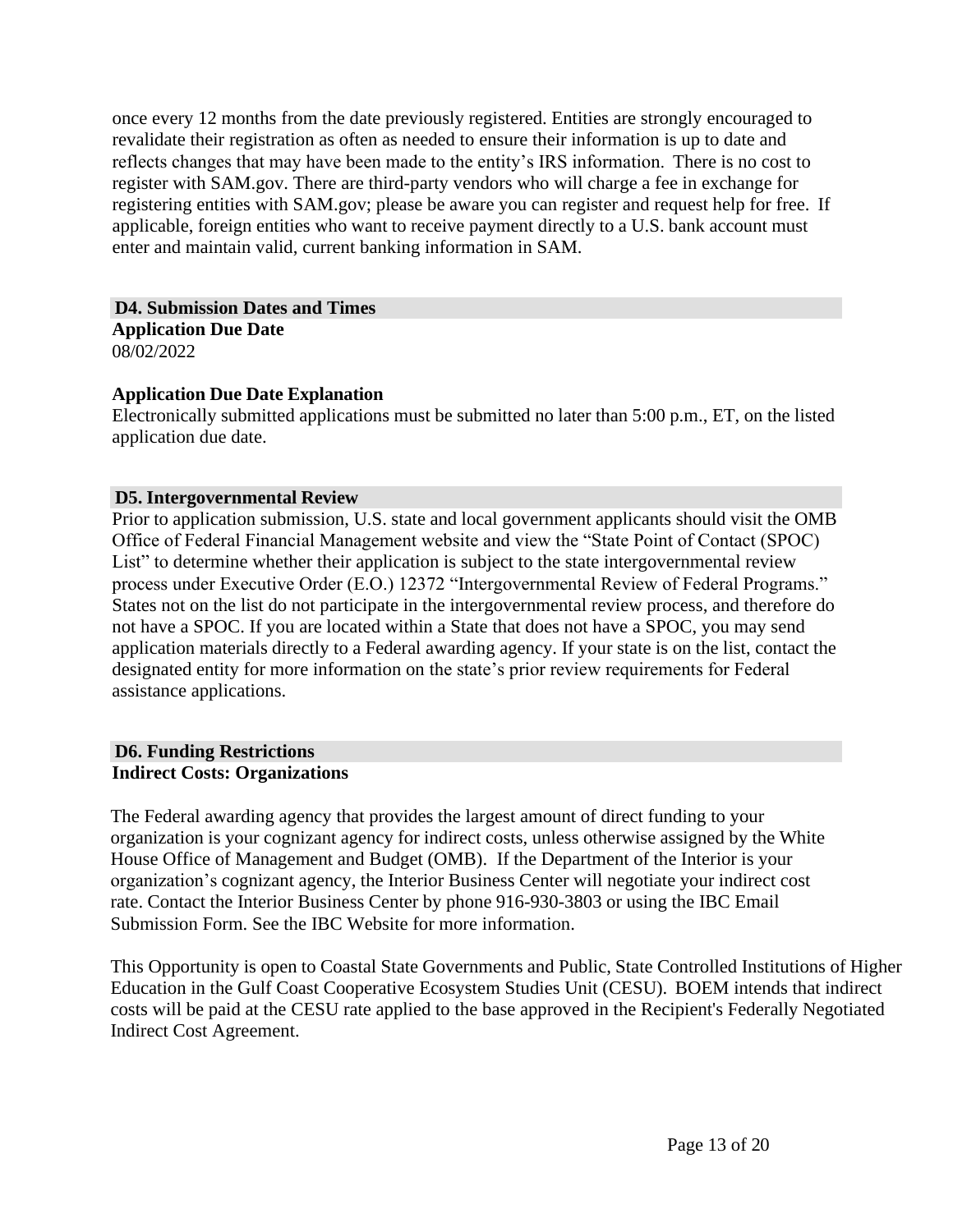once every 12 months from the date previously registered. Entities are strongly encouraged to revalidate their registration as often as needed to ensure their information is up to date and reflects changes that may have been made to the entity's IRS information. There is no cost to register with SAM.gov. There are third-party vendors who will charge a fee in exchange for registering entities with SAM.gov; please be aware you can register and request help for free. If applicable, foreign entities who want to receive payment directly to a U.S. bank account must enter and maintain valid, current banking information in SAM.

## D4. Submission Dates and Times

**Application Due Date**

08/02/2022

**Application Due Date Explanation**

Electronically submitted applications must be submitted no later than 5:00 p.m., ET, on the listed application due date.

## D5. Intergovernmental Review

Prior to application submission, U.S. state and local government applicants should visit the OMB Office of Federal Financial Management website and view the "State Point of Contact (SPOC) List" to determine whether their application is subject to the state intergovernmental review process under Executive Order (E.O.) 12372 "Intergovernmental Review of Federal Programs." States not on the list do not participate in the intergovernmental review process, and therefore do not have a SPOC. If you are located within a State that does not have a SPOC, you may send application materials directly to a Federal awarding agency. If your state is on the list, contact the designated entity for more information on the state's prior review requirements for Federal assistance applications.

## D6. Funding Restrictions

**Indirect Costs: Organizations**

The Federal awarding agency that provides the largest amount of direct funding to your organization is your cognizant agency for indirect costs, unless otherwise assigned by the White House Office of Management and Budget (OMB). If the Department of the Interior is your organization's cognizant agency, the Interior Business Center will negotiate your indirect cost rate. Contact the Interior Business Center by phone 916-930-3803 or using the IBC Email Submission Form. See the IBC Website for more information.

This Opportunity is open to Coastal State Governments and Public, State Controlled Institutions of Higher Education in the Gulf Coast Cooperative Ecosystem Studies Unit (CESU). BOEM intends that indirect costs will be paid at the CESU rate applied to the base approved in the Recipient's Federally Negotiated Indirect Cost Agreement.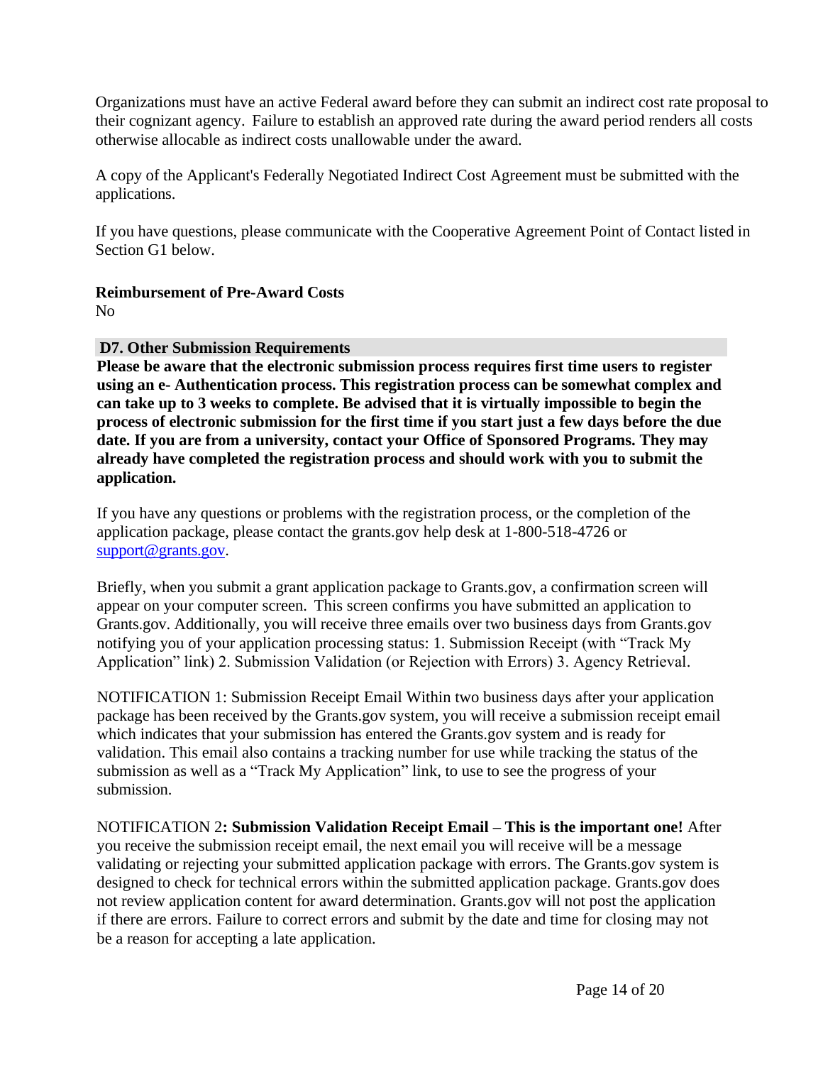Organizations must have an active Federal award before they can submit an indirect cost rate proposal to their cognizant agency. Failure to establish an approved rate during the award period renders all costs otherwise allocable as indirect costs unallowable under the award.

A copy of the Applicant's Federally Negotiated Indirect Cost Agreement must be submitted with the applications.

If you have questions, please communicate with the Cooperative Agreement Point of Contact listed in Section G1 below.

**Reimbursement of Pre-Award Costs**
No

### D7. Other Submission Requirements

**Please be aware that the electronic submission process requires first time users to register using an e- Authentication process. This registration process can be somewhat complex and can take up to 3 weeks to complete. Be advised that it is virtually impossible to begin the process of electronic submission for the first time if you start just a few days before the due date. If you are from a university, contact your Office of Sponsored Programs. They may already have completed the registration process and should work with you to submit the application.**

If you have any questions or problems with the registration process, or the completion of the application package, please contact the grants.gov help desk at 1-800-518-4726 or [support@grants.gov](mailto:support@grants.gov).

Briefly, when you submit a grant application package to Grants.gov, a confirmation screen will appear on your computer screen. This screen confirms you have submitted an application to Grants.gov. Additionally, you will receive three emails over two business days from Grants.gov notifying you of your application processing status: 1. Submission Receipt (with "Track My Application" link) 2. Submission Validation (or Rejection with Errors) 3. Agency Retrieval.

NOTIFICATION 1: Submission Receipt Email Within two business days after your application package has been received by the Grants.gov system, you will receive a submission receipt email which indicates that your submission has entered the Grants.gov system and is ready for validation. This email also contains a tracking number for use while tracking the status of the submission as well as a "Track My Application" link, to use to see the progress of your submission.

NOTIFICATION 2**: Submission Validation Receipt Email – This is the important one!** After you receive the submission receipt email, the next email you will receive will be a message validating or rejecting your submitted application package with errors. The Grants.gov system is designed to check for technical errors within the submitted application package. Grants.gov does not review application content for award determination. Grants.gov will not post the application if there are errors. Failure to correct errors and submit by the date and time for closing may not be a reason for accepting a late application.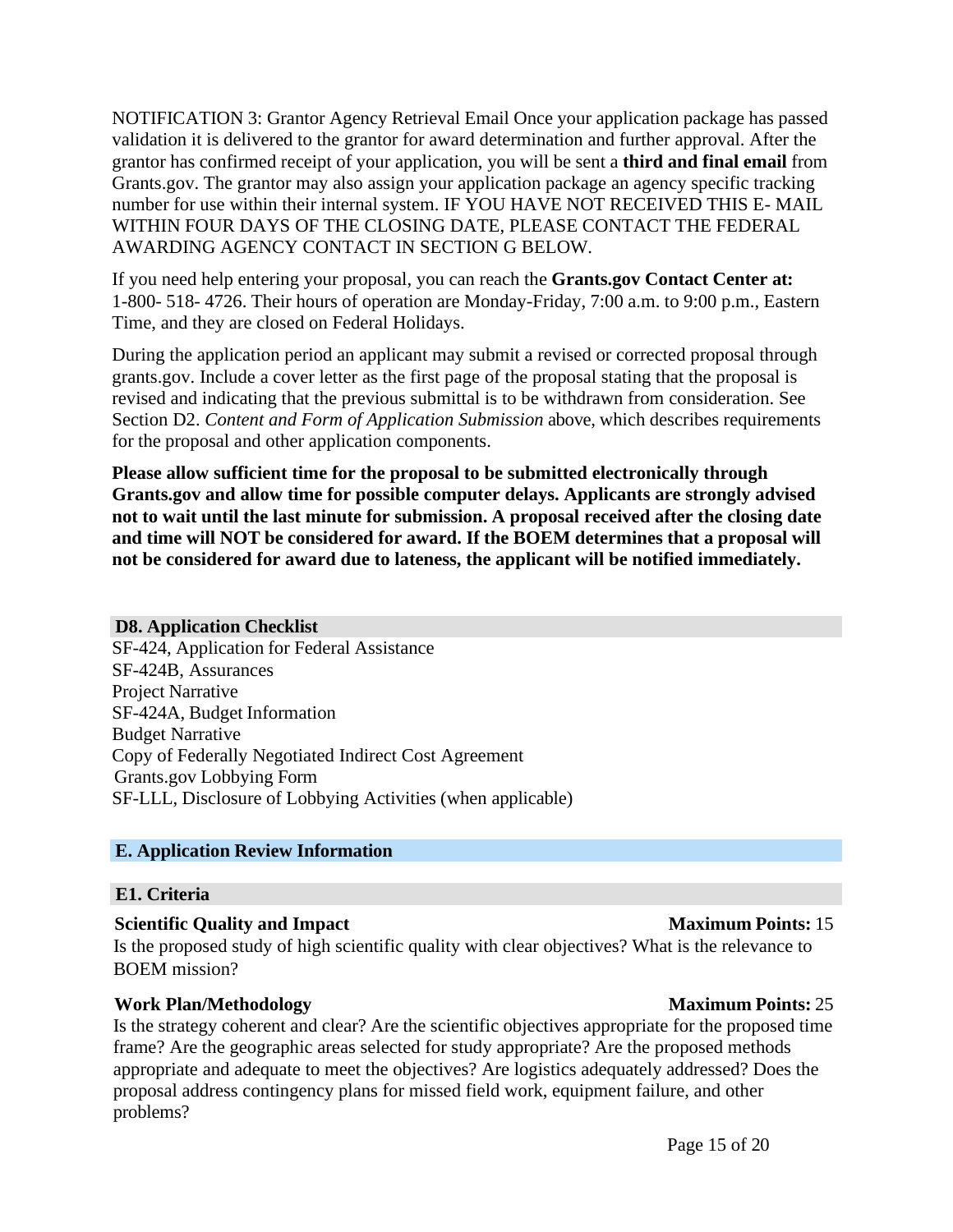NOTIFICATION 3: Grantor Agency Retrieval Email Once your application package has passed validation it is delivered to the grantor for award determination and further approval. After the grantor has confirmed receipt of your application, you will be sent a **third and final email** from Grants.gov. The grantor may also assign your application package an agency specific tracking number for use within their internal system. IF YOU HAVE NOT RECEIVED THIS E- MAIL WITHIN FOUR DAYS OF THE CLOSING DATE, PLEASE CONTACT THE FEDERAL AWARDING AGENCY CONTACT IN SECTION G BELOW.

If you need help entering your proposal, you can reach the **Grants.gov Contact Center at:** 1-800- 518- 4726. Their hours of operation are Monday-Friday, 7:00 a.m. to 9:00 p.m., Eastern Time, and they are closed on Federal Holidays.

During the application period an applicant may submit a revised or corrected proposal through grants.gov. Include a cover letter as the first page of the proposal stating that the proposal is revised and indicating that the previous submittal is to be withdrawn from consideration. See Section D2. *Content and Form of Application Submission* above, which describes requirements for the proposal and other application components.

**Please allow sufficient time for the proposal to be submitted electronically through Grants.gov and allow time for possible computer delays. Applicants are strongly advised not to wait until the last minute for submission. A proposal received after the closing date and time will NOT be considered for award. If the BOEM determines that a proposal will not be considered for award due to lateness, the applicant will be notified immediately.**

### D8. Application Checklist

SF-424, Application for Federal Assistance
SF-424B, Assurances
Project Narrative
SF-424A, Budget Information
Budget Narrative
Copy of Federally Negotiated Indirect Cost Agreement
Grants.gov Lobbying Form
SF-LLL, Disclosure of Lobbying Activities (when applicable)

## E. Application Review Information

### E1. Criteria

**Scientific Quality and Impact** **Maximum Points:** 15

Is the proposed study of high scientific quality with clear objectives? What is the relevance to BOEM mission?

**Work Plan/Methodology** **Maximum Points:** 25

Is the strategy coherent and clear? Are the scientific objectives appropriate for the proposed time frame? Are the geographic areas selected for study appropriate? Are the proposed methods appropriate and adequate to meet the objectives? Are logistics adequately addressed? Does the proposal address contingency plans for missed field work, equipment failure, and other problems?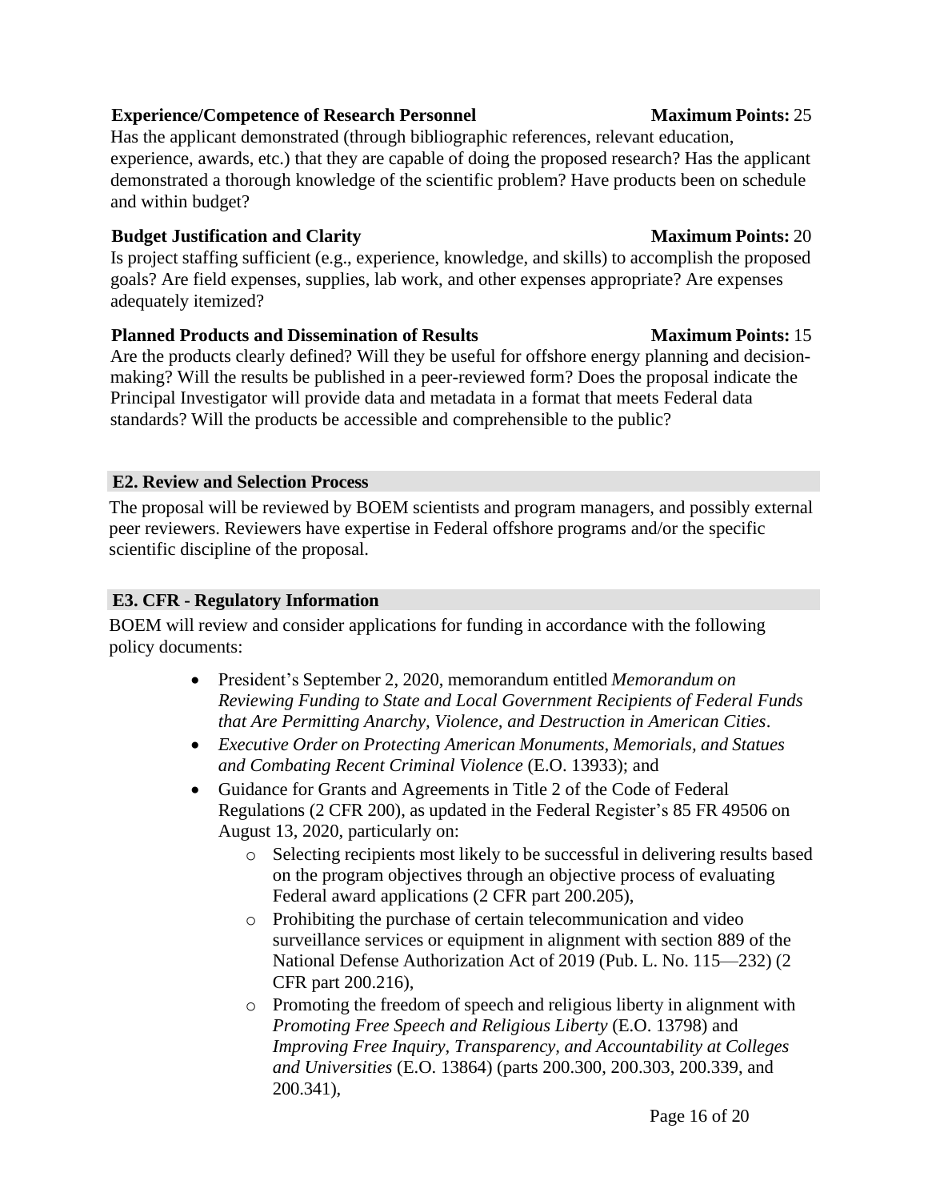**Experience/Competence of Research Personnel** **Maximum Points:** 25

Has the applicant demonstrated (through bibliographic references, relevant education, experience, awards, etc.) that they are capable of doing the proposed research? Has the applicant demonstrated a thorough knowledge of the scientific problem? Have products been on schedule and within budget?

**Budget Justification and Clarity** **Maximum Points:** 20

Is project staffing sufficient (e.g., experience, knowledge, and skills) to accomplish the proposed goals? Are field expenses, supplies, lab work, and other expenses appropriate? Are expenses adequately itemized?

**Planned Products and Dissemination of Results** **Maximum Points:** 15

Are the products clearly defined? Will they be useful for offshore energy planning and decision-making? Will the results be published in a peer-reviewed form? Does the proposal indicate the Principal Investigator will provide data and metadata in a format that meets Federal data standards? Will the products be accessible and comprehensible to the public?

## E2. Review and Selection Process

The proposal will be reviewed by BOEM scientists and program managers, and possibly external peer reviewers. Reviewers have expertise in Federal offshore programs and/or the specific scientific discipline of the proposal.

## E3. CFR - Regulatory Information

BOEM will review and consider applications for funding in accordance with the following policy documents:

- President's September 2, 2020, memorandum entitled *Memorandum on Reviewing Funding to State and Local Government Recipients of Federal Funds that Are Permitting Anarchy, Violence, and Destruction in American Cities*.
- *Executive Order on Protecting American Monuments, Memorials, and Statues and Combating Recent Criminal Violence* (E.O. 13933); and
- Guidance for Grants and Agreements in Title 2 of the Code of Federal Regulations (2 CFR 200), as updated in the Federal Register's 85 FR 49506 on August 13, 2020, particularly on:
  - Selecting recipients most likely to be successful in delivering results based on the program objectives through an objective process of evaluating Federal award applications (2 CFR part 200.205),
  - Prohibiting the purchase of certain telecommunication and video surveillance services or equipment in alignment with section 889 of the National Defense Authorization Act of 2019 (Pub. L. No. 115—232) (2 CFR part 200.216),
  - Promoting the freedom of speech and religious liberty in alignment with *Promoting Free Speech and Religious Liberty* (E.O. 13798) and *Improving Free Inquiry, Transparency, and Accountability at Colleges and Universities* (E.O. 13864) (parts 200.300, 200.303, 200.339, and 200.341),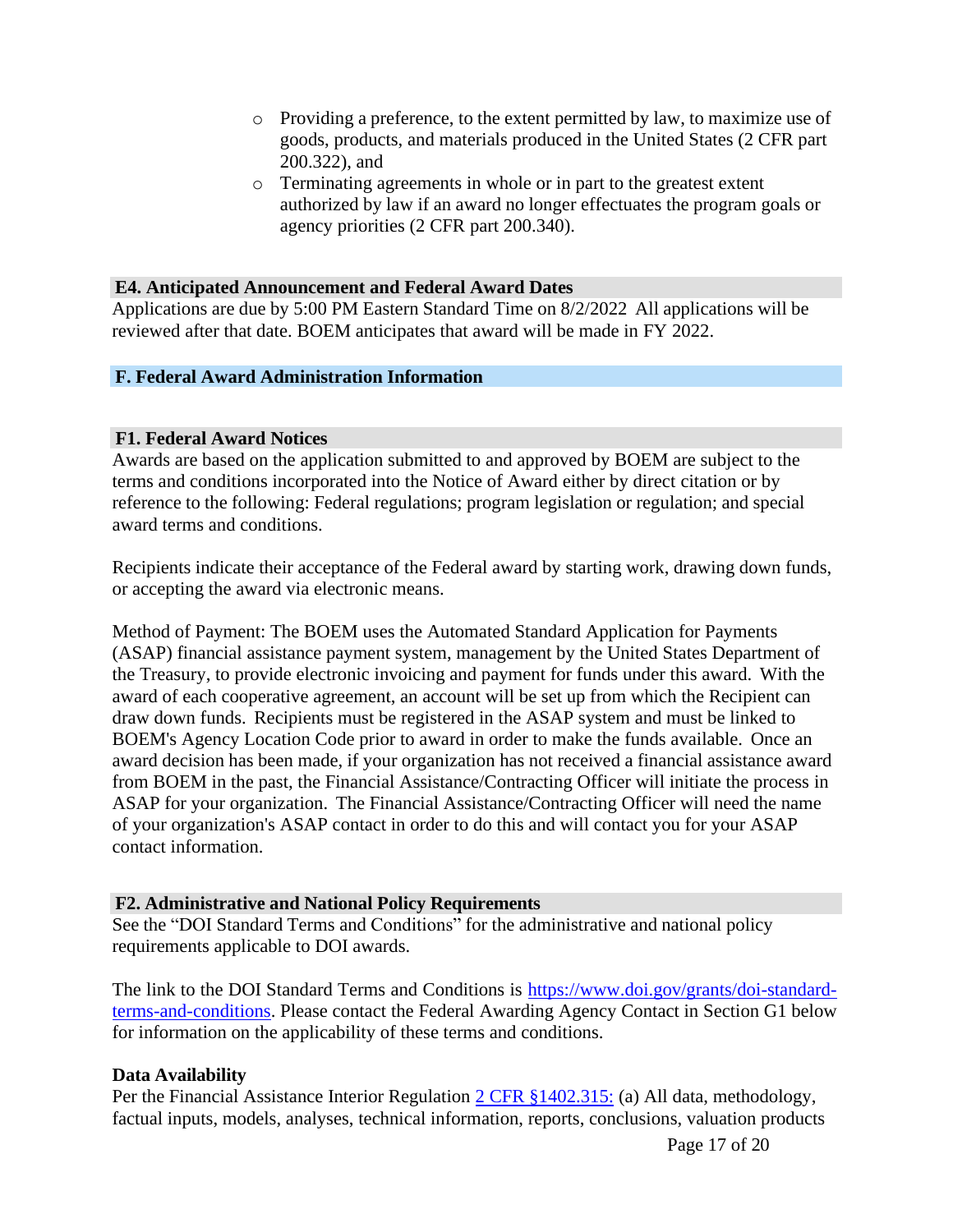- Providing a preference, to the extent permitted by law, to maximize use of goods, products, and materials produced in the United States (2 CFR part 200.322), and
- Terminating agreements in whole or in part to the greatest extent authorized by law if an award no longer effectuates the program goals or agency priorities (2 CFR part 200.340).

### E4. Anticipated Announcement and Federal Award Dates

Applications are due by 5:00 PM Eastern Standard Time on 8/2/2022 All applications will be reviewed after that date. BOEM anticipates that award will be made in FY 2022.

## F. Federal Award Administration Information

### F1. Federal Award Notices

Awards are based on the application submitted to and approved by BOEM are subject to the terms and conditions incorporated into the Notice of Award either by direct citation or by reference to the following: Federal regulations; program legislation or regulation; and special award terms and conditions.

Recipients indicate their acceptance of the Federal award by starting work, drawing down funds, or accepting the award via electronic means.

Method of Payment: The BOEM uses the Automated Standard Application for Payments (ASAP) financial assistance payment system, management by the United States Department of the Treasury, to provide electronic invoicing and payment for funds under this award. With the award of each cooperative agreement, an account will be set up from which the Recipient can draw down funds. Recipients must be registered in the ASAP system and must be linked to BOEM's Agency Location Code prior to award in order to make the funds available. Once an award decision has been made, if your organization has not received a financial assistance award from BOEM in the past, the Financial Assistance/Contracting Officer will initiate the process in ASAP for your organization. The Financial Assistance/Contracting Officer will need the name of your organization's ASAP contact in order to do this and will contact you for your ASAP contact information.

### F2. Administrative and National Policy Requirements

See the "DOI Standard Terms and Conditions" for the administrative and national policy requirements applicable to DOI awards.

The link to the DOI Standard Terms and Conditions is [https://www.doi.gov/grants/doi-standard-terms-and-conditions](https://www.doi.gov/grants/doi-standard-terms-and-conditions). Please contact the Federal Awarding Agency Contact in Section G1 below for information on the applicability of these terms and conditions.

**Data Availability**

Per the Financial Assistance Interior Regulation 2 CFR §1402.315: (a) All data, methodology, factual inputs, models, analyses, technical information, reports, conclusions, valuation products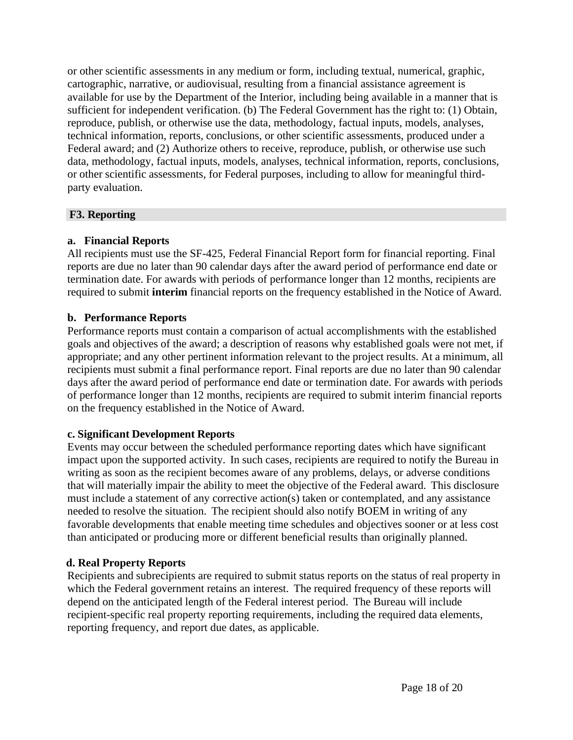or other scientific assessments in any medium or form, including textual, numerical, graphic, cartographic, narrative, or audiovisual, resulting from a financial assistance agreement is available for use by the Department of the Interior, including being available in a manner that is sufficient for independent verification. (b) The Federal Government has the right to: (1) Obtain, reproduce, publish, or otherwise use the data, methodology, factual inputs, models, analyses, technical information, reports, conclusions, or other scientific assessments, produced under a Federal award; and (2) Authorize others to receive, reproduce, publish, or otherwise use such data, methodology, factual inputs, models, analyses, technical information, reports, conclusions, or other scientific assessments, for Federal purposes, including to allow for meaningful third-party evaluation.

## F3. Reporting

### a. Financial Reports

All recipients must use the SF-425, Federal Financial Report form for financial reporting. Final reports are due no later than 90 calendar days after the award period of performance end date or termination date. For awards with periods of performance longer than 12 months, recipients are required to submit **interim** financial reports on the frequency established in the Notice of Award.

### b. Performance Reports

Performance reports must contain a comparison of actual accomplishments with the established goals and objectives of the award; a description of reasons why established goals were not met, if appropriate; and any other pertinent information relevant to the project results. At a minimum, all recipients must submit a final performance report. Final reports are due no later than 90 calendar days after the award period of performance end date or termination date. For awards with periods of performance longer than 12 months, recipients are required to submit interim financial reports on the frequency established in the Notice of Award.

### c. Significant Development Reports

Events may occur between the scheduled performance reporting dates which have significant impact upon the supported activity. In such cases, recipients are required to notify the Bureau in writing as soon as the recipient becomes aware of any problems, delays, or adverse conditions that will materially impair the ability to meet the objective of the Federal award. This disclosure must include a statement of any corrective action(s) taken or contemplated, and any assistance needed to resolve the situation. The recipient should also notify BOEM in writing of any favorable developments that enable meeting time schedules and objectives sooner or at less cost than anticipated or producing more or different beneficial results than originally planned.

### d. Real Property Reports

Recipients and subrecipients are required to submit status reports on the status of real property in which the Federal government retains an interest. The required frequency of these reports will depend on the anticipated length of the Federal interest period. The Bureau will include recipient-specific real property reporting requirements, including the required data elements, reporting frequency, and report due dates, as applicable.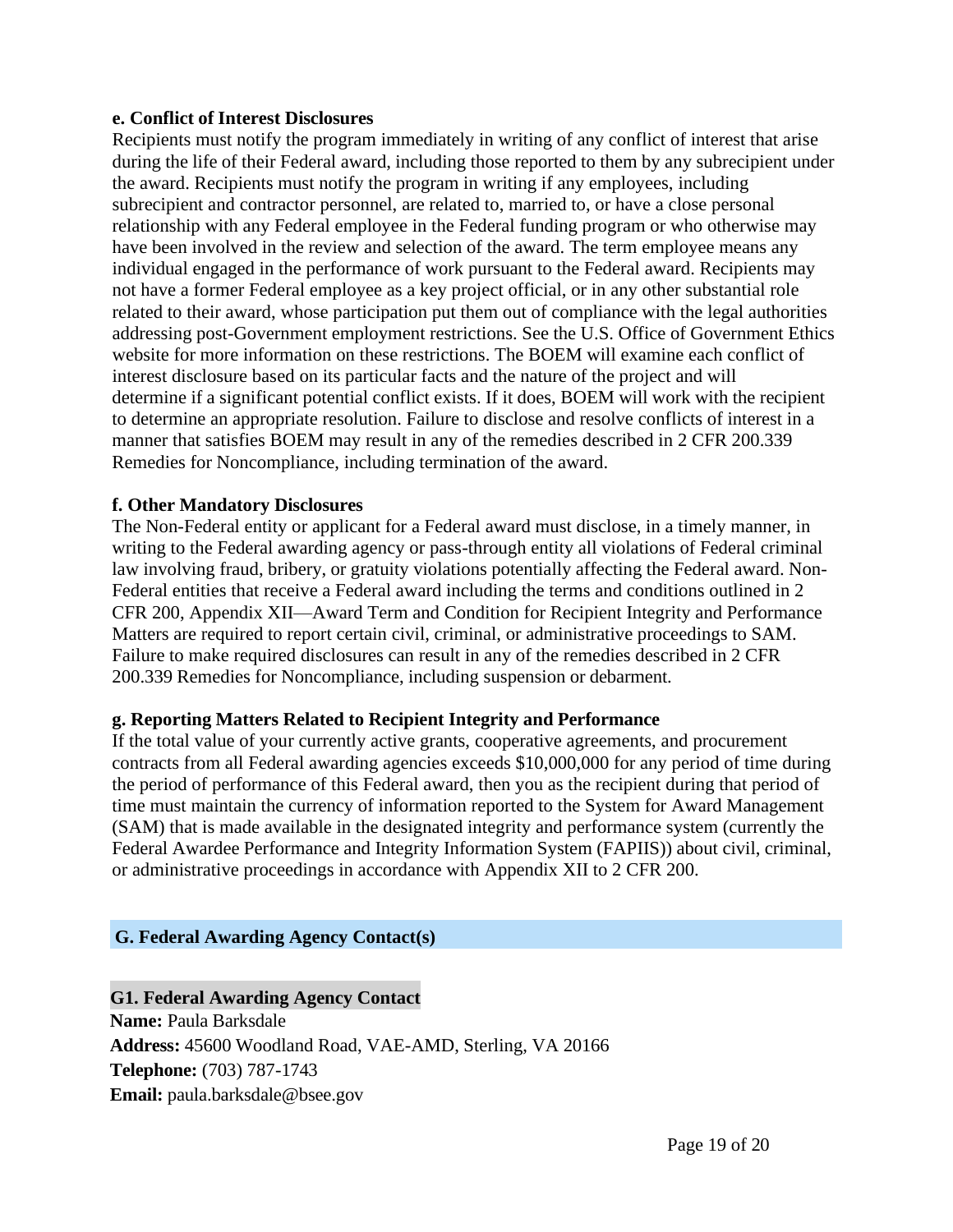**e. Conflict of Interest Disclosures**

Recipients must notify the program immediately in writing of any conflict of interest that arise during the life of their Federal award, including those reported to them by any subrecipient under the award. Recipients must notify the program in writing if any employees, including subrecipient and contractor personnel, are related to, married to, or have a close personal relationship with any Federal employee in the Federal funding program or who otherwise may have been involved in the review and selection of the award. The term employee means any individual engaged in the performance of work pursuant to the Federal award. Recipients may not have a former Federal employee as a key project official, or in any other substantial role related to their award, whose participation put them out of compliance with the legal authorities addressing post-Government employment restrictions. See the U.S. Office of Government Ethics website for more information on these restrictions. The BOEM will examine each conflict of interest disclosure based on its particular facts and the nature of the project and will determine if a significant potential conflict exists. If it does, BOEM will work with the recipient to determine an appropriate resolution. Failure to disclose and resolve conflicts of interest in a manner that satisfies BOEM may result in any of the remedies described in 2 CFR 200.339 Remedies for Noncompliance, including termination of the award.

**f. Other Mandatory Disclosures**

The Non-Federal entity or applicant for a Federal award must disclose, in a timely manner, in writing to the Federal awarding agency or pass-through entity all violations of Federal criminal law involving fraud, bribery, or gratuity violations potentially affecting the Federal award. Non-Federal entities that receive a Federal award including the terms and conditions outlined in 2 CFR 200, Appendix XII—Award Term and Condition for Recipient Integrity and Performance Matters are required to report certain civil, criminal, or administrative proceedings to SAM. Failure to make required disclosures can result in any of the remedies described in 2 CFR 200.339 Remedies for Noncompliance, including suspension or debarment.

**g. Reporting Matters Related to Recipient Integrity and Performance**

If the total value of your currently active grants, cooperative agreements, and procurement contracts from all Federal awarding agencies exceeds $10,000,000 for any period of time during the period of performance of this Federal award, then you as the recipient during that period of time must maintain the currency of information reported to the System for Award Management (SAM) that is made available in the designated integrity and performance system (currently the Federal Awardee Performance and Integrity Information System (FAPIIS)) about civil, criminal, or administrative proceedings in accordance with Appendix XII to 2 CFR 200.

## G. Federal Awarding Agency Contact(s)

### G1. Federal Awarding Agency Contact

**Name:** Paula Barksdale
**Address:** 45600 Woodland Road, VAE-AMD, Sterling, VA 20166
**Telephone:** (703) 787-1743
**Email:** paula.barksdale@bsee.gov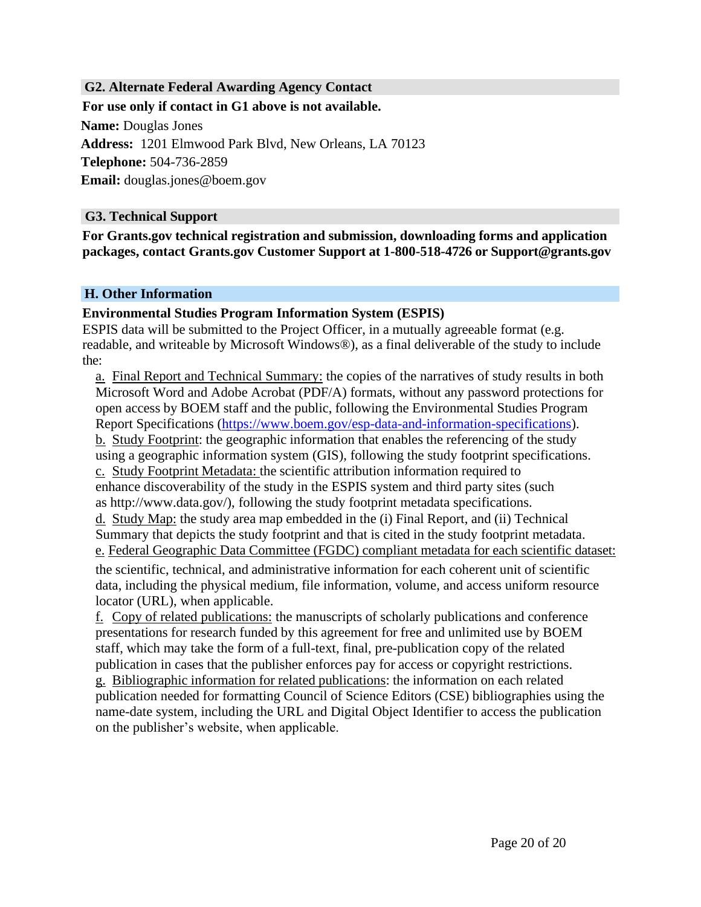### G2. Alternate Federal Awarding Agency Contact

**For use only if contact in G1 above is not available.**

**Name:** Douglas Jones
**Address:** 1201 Elmwood Park Blvd, New Orleans, LA 70123
**Telephone:** 504-736-2859
**Email:** douglas.jones@boem.gov

### G3. Technical Support

**For Grants.gov technical registration and submission, downloading forms and application packages, contact Grants.gov Customer Support at 1-800-518-4726 or Support@grants.gov**

## H. Other Information

**Environmental Studies Program Information System (ESPIS)**

ESPIS data will be submitted to the Project Officer, in a mutually agreeable format (e.g. readable, and writeable by Microsoft Windows®), as a final deliverable of the study to include the:

a. Final Report and Technical Summary: the copies of the narratives of study results in both Microsoft Word and Adobe Acrobat (PDF/A) formats, without any password protections for open access by BOEM staff and the public, following the Environmental Studies Program Report Specifications (https://www.boem.gov/esp-data-and-information-specifications).

b. Study Footprint: the geographic information that enables the referencing of the study using a geographic information system (GIS), following the study footprint specifications.

c. Study Footprint Metadata: the scientific attribution information required to enhance discoverability of the study in the ESPIS system and third party sites (such as http://www.data.gov/), following the study footprint metadata specifications.

d. Study Map: the study area map embedded in the (i) Final Report, and (ii) Technical Summary that depicts the study footprint and that is cited in the study footprint metadata.

e. Federal Geographic Data Committee (FGDC) compliant metadata for each scientific dataset: the scientific, technical, and administrative information for each coherent unit of scientific data, including the physical medium, file information, volume, and access uniform resource locator (URL), when applicable.

f. Copy of related publications: the manuscripts of scholarly publications and conference presentations for research funded by this agreement for free and unlimited use by BOEM staff, which may take the form of a full-text, final, pre-publication copy of the related publication in cases that the publisher enforces pay for access or copyright restrictions.

g. Bibliographic information for related publications: the information on each related publication needed for formatting Council of Science Editors (CSE) bibliographies using the name-date system, including the URL and Digital Object Identifier to access the publication on the publisher's website, when applicable.